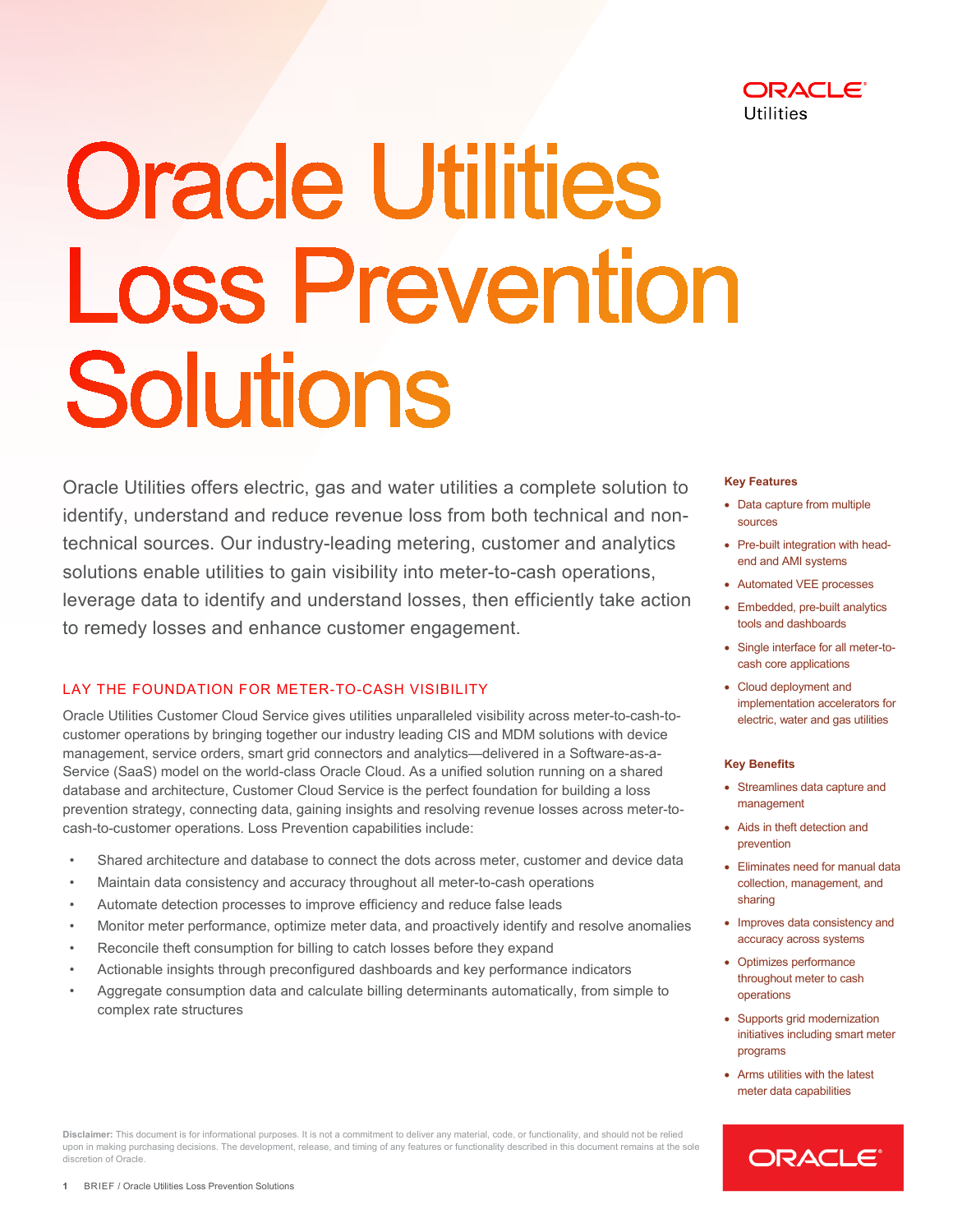# Oracle Utilities Loss Prevention Solutions

Oracle Utilities offers electric, gas and water utilities a complete solution to identify, understand and reduce revenue loss from both technical and non-technical sources. Our industry-leading metering, customer and analytics solutions enable utilities to gain visibility into meter-to-cash operations, leverage data to identify and understand losses, then efficiently take action to remedy losses and enhance customer engagement.

## LAY THE FOUNDATION FOR METER-TO-CASH VISIBILITY

Oracle Utilities Customer Cloud Service gives utilities unparalleled visibility across meter-to-cash-to-customer operations by bringing together our industry leading CIS and MDM solutions with device management, service orders, smart grid connectors and analytics—delivered in a Software-as-a-Service (SaaS) model on the world-class Oracle Cloud. As a unified solution running on a shared database and architecture, Customer Cloud Service is the perfect foundation for building a loss prevention strategy, connecting data, gaining insights and resolving revenue losses across meter-to-cash-to-customer operations. Loss Prevention capabilities include:

- Shared architecture and database to connect the dots across meter, customer and device data
- Maintain data consistency and accuracy throughout all meter-to-cash operations
- Automate detection processes to improve efficiency and reduce false leads
- Monitor meter performance, optimize meter data, and proactively identify and resolve anomalies
- Reconcile theft consumption for billing to catch losses before they expand
- Actionable insights through preconfigured dashboards and key performance indicators
- Aggregate consumption data and calculate billing determinants automatically, from simple to complex rate structures

### Key Features

- Data capture from multiple sources
- Pre-built integration with head-end and AMI systems
- Automated VEE processes
- Embedded, pre-built analytics tools and dashboards
- Single interface for all meter-to-cash core applications
- Cloud deployment and implementation accelerators for electric, water and gas utilities

### Key Benefits

- Streamlines data capture and management
- Aids in theft detection and prevention
- Eliminates need for manual data collection, management, and sharing
- Improves data consistency and accuracy across systems
- Optimizes performance throughout meter to cash operations
- Supports grid modernization initiatives including smart meter programs
- Arms utilities with the latest meter data capabilities

**Disclaimer:** This document is for informational purposes. It is not a commitment to deliver any material, code, or functionality, and should not be relied upon in making purchasing decisions. The development, release, and timing of any features or functionality described in this document remains at the sole discretion of Oracle.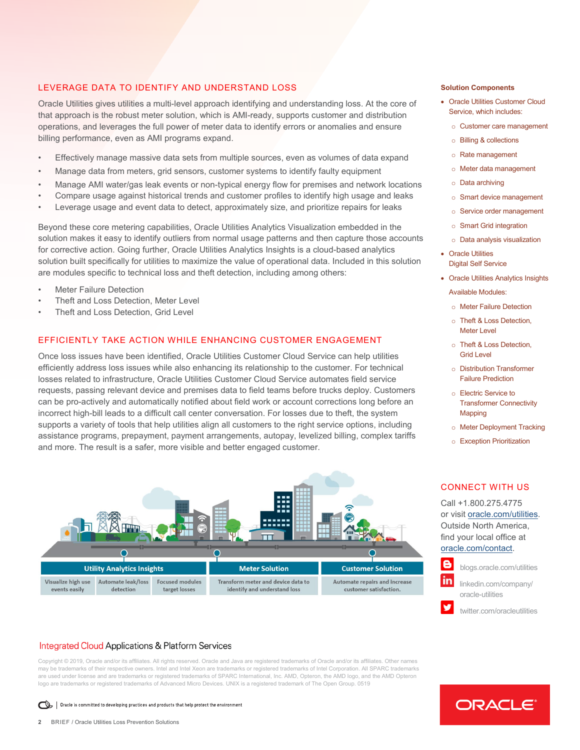## LEVERAGE DATA TO IDENTIFY AND UNDERSTAND LOSS

Oracle Utilities gives utilities a multi-level approach identifying and understanding loss. At the core of that approach is the robust meter solution, which is AMI-ready, supports customer and distribution operations, and leverages the full power of meter data to identify errors or anomalies and ensure billing performance, even as AMI programs expand.

- Effectively manage massive data sets from multiple sources, even as volumes of data expand
- Manage data from meters, grid sensors, customer systems to identify faulty equipment
- Manage AMI water/gas leak events or non-typical energy flow for premises and network locations
- Compare usage against historical trends and customer profiles to identify high usage and leaks
- Leverage usage and event data to detect, approximately size, and prioritize repairs for leaks

Beyond these core metering capabilities, Oracle Utilities Analytics Visualization embedded in the solution makes it easy to identify outliers from normal usage patterns and then capture those accounts for corrective action. Going further, Oracle Utilities Analytics Insights is a cloud-based analytics solution built specifically for utilities to maximize the value of operational data. Included in this solution are modules specific to technical loss and theft detection, including among others:

- Meter Failure Detection
- Theft and Loss Detection, Meter Level
- Theft and Loss Detection, Grid Level

## EFFICIENTLY TAKE ACTION WHILE ENHANCING CUSTOMER ENGAGEMENT

Once loss issues have been identified, Oracle Utilities Customer Cloud Service can help utilities efficiently address loss issues while also enhancing its relationship to the customer. For technical losses related to infrastructure, Oracle Utilities Customer Cloud Service automates field service requests, passing relevant device and premises data to field teams before trucks deploy. Customers can be pro-actively and automatically notified about field work or account corrections long before an incorrect high-bill leads to a difficult call center conversation. For losses due to theft, the system supports a variety of tools that help utilities align all customers to the right service options, including assistance programs, prepayment, payment arrangements, autopay, levelized billing, complex tariffs and more. The result is a safer, more visible and better engaged customer.

Utility Analytics Insights
Visualize high use events easily
Automate leak/loss detection
Focused modules target losses

Meter Solution
Transform meter and device data to identify and understand loss

Customer Solution
Automate repairs and increase customer satisfaction.

### Solution Components

- Oracle Utilities Customer Cloud Service, which includes:
  - Customer care management
  - Billing & collections
  - Rate management
  - Meter data management
  - Data archiving
  - Smart device management
  - Service order management
  - Smart Grid integration
  - Data analysis visualization
- Oracle Utilities Digital Self Service
- Oracle Utilities Analytics Insights

  Available Modules:
  - Meter Failure Detection
  - Theft & Loss Detection, Meter Level
  - Theft & Loss Detection, Grid Level
  - Distribution Transformer Failure Prediction
  - Electric Service to Transformer Connectivity Mapping
  - Meter Deployment Tracking
  - Exception Prioritization

## CONNECT WITH US

Call +1.800.275.4775
or visit oracle.com/utilities.
Outside North America, find your local office at oracle.com/contact.

blogs.oracle.com/utilities

linkedin.com/company/oracle-utilities

twitter.com/oracleutilities

Integrated Cloud Applications & Platform Services

Copyright © 2019, Oracle and/or its affiliates. All rights reserved. Oracle and Java are registered trademarks of Oracle and/or its affiliates. Other names may be trademarks of their respective owners. Intel and Intel Xeon are trademarks or registered trademarks of Intel Corporation. All SPARC trademarks are used under license and are trademarks or registered trademarks of SPARC International, Inc. AMD, Opteron, the AMD logo, and the AMD Opteron logo are trademarks or registered trademarks of Advanced Micro Devices. UNIX is a registered trademark of The Open Group. 0519

Oracle is committed to developing practices and products that help protect the environment

ORACLE